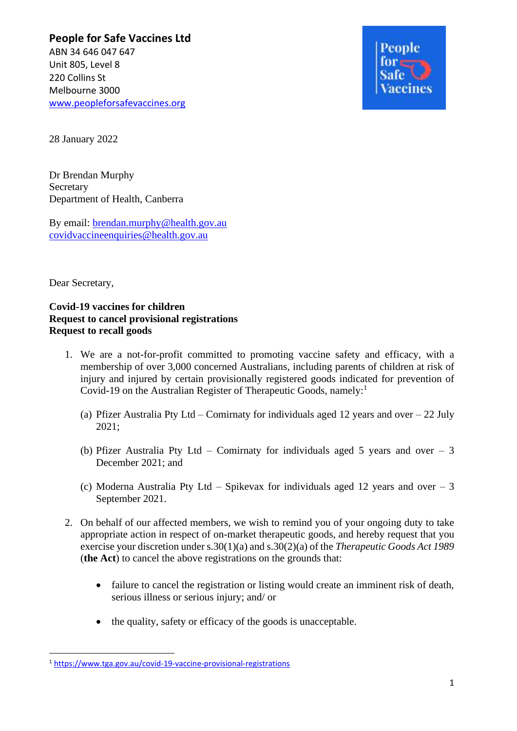**People for Safe Vaccines Ltd**
ABN 34 646 047 647
Unit 805, Level 8
220 Collins St
Melbourne 3000
[www.peopleforsafevaccines.org](http://www.peopleforsafevaccines.org)

28 January 2022

Dr Brendan Murphy
Secretary
Department of Health, Canberra

By email: brendan.murphy@health.gov.au
covidvaccineenquiries@health.gov.au

Dear Secretary,

**Covid-19 vaccines for children**
**Request to cancel provisional registrations**
**Request to recall goods**

1. We are a not-for-profit committed to promoting vaccine safety and efficacy, with a membership of over 3,000 concerned Australians, including parents of children at risk of injury and injured by certain provisionally registered goods indicated for prevention of Covid-19 on the Australian Register of Therapeutic Goods, namely:[1]

   (a) Pfizer Australia Pty Ltd – Comirnaty for individuals aged 12 years and over – 22 July 2021;

   (b) Pfizer Australia Pty Ltd – Comirnaty for individuals aged 5 years and over – 3 December 2021; and

   (c) Moderna Australia Pty Ltd – Spikevax for individuals aged 12 years and over – 3 September 2021.

2. On behalf of our affected members, we wish to remind you of your ongoing duty to take appropriate action in respect of on-market therapeutic goods, and hereby request that you exercise your discretion under s.30(1)(a) and s.30(2)(a) of the *Therapeutic Goods Act 1989* (**the Act**) to cancel the above registrations on the grounds that:

   - failure to cancel the registration or listing would create an imminent risk of death, serious illness or serious injury; and/ or

   - the quality, safety or efficacy of the goods is unacceptable.

[1] https://www.tga.gov.au/covid-19-vaccine-provisional-registrations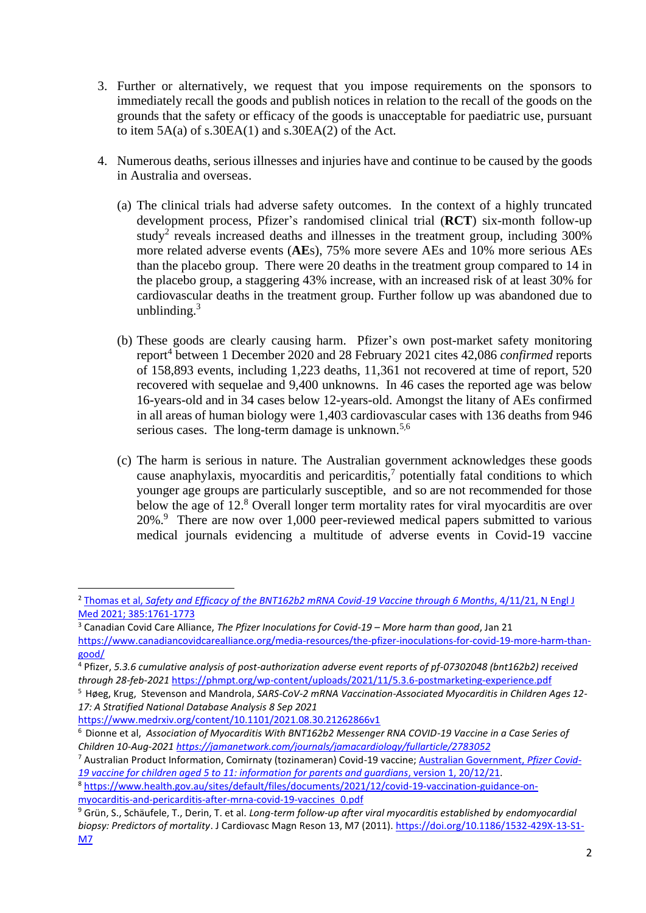3. Further or alternatively, we request that you impose requirements on the sponsors to immediately recall the goods and publish notices in relation to the recall of the goods on the grounds that the safety or efficacy of the goods is unacceptable for paediatric use, pursuant to item 5A(a) of s.30EA(1) and s.30EA(2) of the Act.

4. Numerous deaths, serious illnesses and injuries have and continue to be caused by the goods in Australia and overseas.

   (a) The clinical trials had adverse safety outcomes. In the context of a highly truncated development process, Pfizer's randomised clinical trial (**RCT**) six-month follow-up study[2] reveals increased deaths and illnesses in the treatment group, including 300% more related adverse events (**AE**s), 75% more severe AEs and 10% more serious AEs than the placebo group. There were 20 deaths in the treatment group compared to 14 in the placebo group, a staggering 43% increase, with an increased risk of at least 30% for cardiovascular deaths in the treatment group. Further follow up was abandoned due to unblinding.[3]

   (b) These goods are clearly causing harm. Pfizer's own post-market safety monitoring report[4] between 1 December 2020 and 28 February 2021 cites 42,086 *confirmed* reports of 158,893 events, including 1,223 deaths, 11,361 not recovered at time of report, 520 recovered with sequelae and 9,400 unknowns. In 46 cases the reported age was below 16-years-old and in 34 cases below 12-years-old. Amongst the litany of AEs confirmed in all areas of human biology were 1,403 cardiovascular cases with 136 deaths from 946 serious cases. The long-term damage is unknown.[5,6]

   (c) The harm is serious in nature. The Australian government acknowledges these goods cause anaphylaxis, myocarditis and pericarditis,[7] potentially fatal conditions to which younger age groups are particularly susceptible, and so are not recommended for those below the age of 12.[8] Overall longer term mortality rates for viral myocarditis are over 20%.[9] There are now over 1,000 peer-reviewed medical papers submitted to various medical journals evidencing a multitude of adverse events in Covid-19 vaccine

---

[2] Thomas et al, *Safety and Efficacy of the BNT162b2 mRNA Covid-19 Vaccine through 6 Months*, 4/11/21, N Engl J Med 2021; 385:1761-1773

[3] Canadian Covid Care Alliance, *The Pfizer Inoculations for Covid-19 – More harm than good*, Jan 21 https://www.canadiancovidcarealliance.org/media-resources/the-pfizer-inoculations-for-covid-19-more-harm-than-good/

[4] Pfizer, *5.3.6 cumulative analysis of post-authorization adverse event reports of pf-07302048 (bnt162b2) received through 28-feb-2021* https://phmpt.org/wp-content/uploads/2021/11/5.3.6-postmarketing-experience.pdf

[5] Høeg, Krug, Stevenson and Mandrola, *SARS-CoV-2 mRNA Vaccination-Associated Myocarditis in Children Ages 12-17: A Stratified National Database Analysis 8 Sep 2021* https://www.medrxiv.org/content/10.1101/2021.08.30.21262866v1

[6] Dionne et al, *Association of Myocarditis With BNT162b2 Messenger RNA COVID-19 Vaccine in a Case Series of Children 10-Aug-2021* *https://jamanetwork.com/journals/jamacardiology/fullarticle/2783052*

[7] Australian Product Information, Comirnaty (tozinameran) Covid-19 vaccine; Australian Government, *Pfizer Covid-19 vaccine for children aged 5 to 11: information for parents and guardians*, version 1, 20/12/21.

[8] https://www.health.gov.au/sites/default/files/documents/2021/12/covid-19-vaccination-guidance-on-myocarditis-and-pericarditis-after-mrna-covid-19-vaccines_0.pdf

[9] Grün, S., Schäufele, T., Derin, T. et al. *Long-term follow-up after viral myocarditis established by endomyocardial biopsy: Predictors of mortality*. J Cardiovasc Magn Reson 13, M7 (2011). https://doi.org/10.1186/1532-429X-13-S1-M7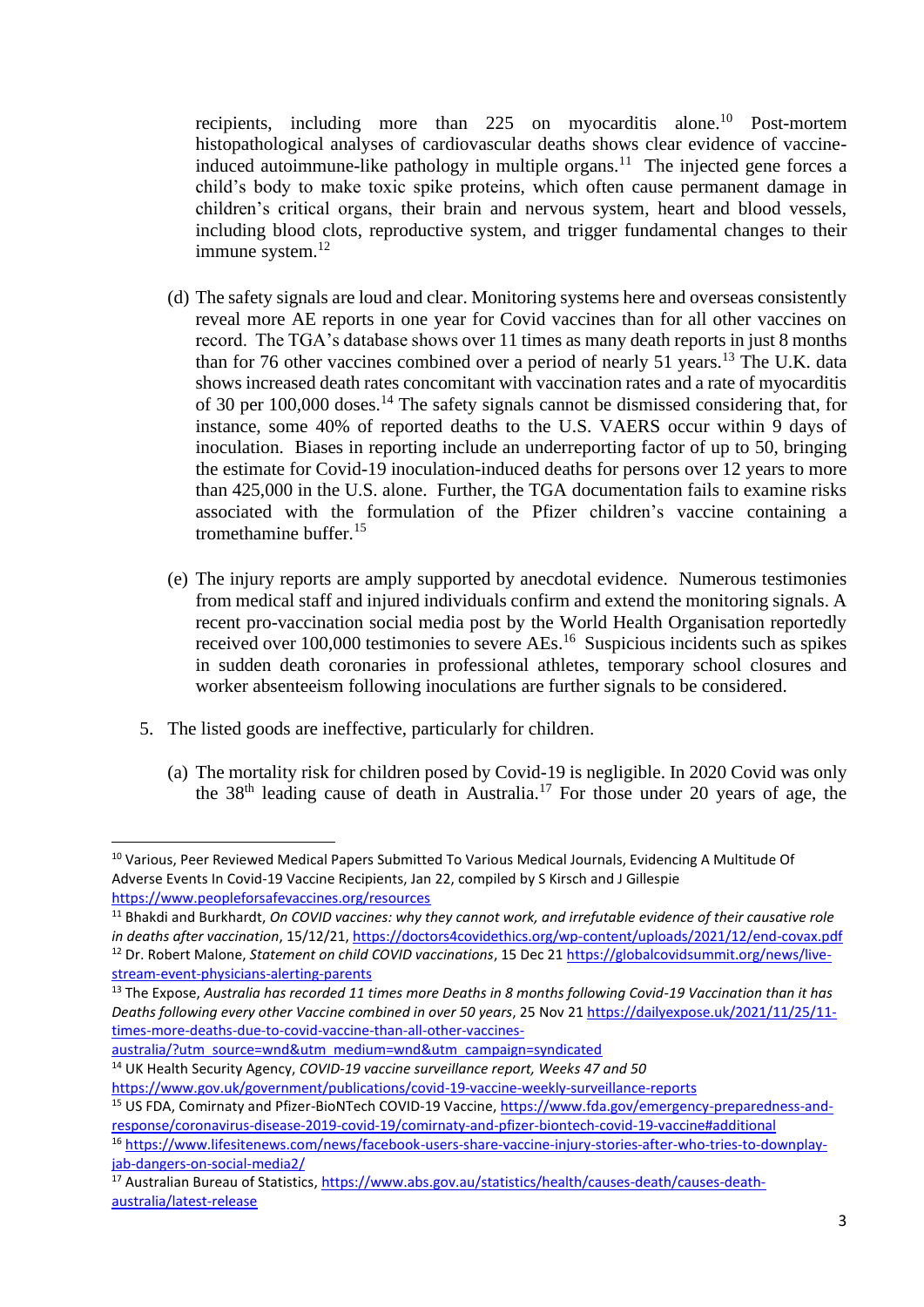recipients, including more than 225 on myocarditis alone.[10] Post-mortem histopathological analyses of cardiovascular deaths shows clear evidence of vaccine-induced autoimmune-like pathology in multiple organs.[11] The injected gene forces a child's body to make toxic spike proteins, which often cause permanent damage in children's critical organs, their brain and nervous system, heart and blood vessels, including blood clots, reproductive system, and trigger fundamental changes to their immune system.[12]

(d) The safety signals are loud and clear. Monitoring systems here and overseas consistently reveal more AE reports in one year for Covid vaccines than for all other vaccines on record. The TGA's database shows over 11 times as many death reports in just 8 months than for 76 other vaccines combined over a period of nearly 51 years.[13] The U.K. data shows increased death rates concomitant with vaccination rates and a rate of myocarditis of 30 per 100,000 doses.[14] The safety signals cannot be dismissed considering that, for instance, some 40% of reported deaths to the U.S. VAERS occur within 9 days of inoculation. Biases in reporting include an underreporting factor of up to 50, bringing the estimate for Covid-19 inoculation-induced deaths for persons over 12 years to more than 425,000 in the U.S. alone. Further, the TGA documentation fails to examine risks associated with the formulation of the Pfizer children's vaccine containing a tromethamine buffer.[15]

(e) The injury reports are amply supported by anecdotal evidence. Numerous testimonies from medical staff and injured individuals confirm and extend the monitoring signals. A recent pro-vaccination social media post by the World Health Organisation reportedly received over 100,000 testimonies to severe AEs.[16] Suspicious incidents such as spikes in sudden death coronaries in professional athletes, temporary school closures and worker absenteeism following inoculations are further signals to be considered.

5. The listed goods are ineffective, particularly for children.

(a) The mortality risk for children posed by Covid-19 is negligible. In 2020 Covid was only the 38th leading cause of death in Australia.[17] For those under 20 years of age, the

---

[10] Various, Peer Reviewed Medical Papers Submitted To Various Medical Journals, Evidencing A Multitude Of Adverse Events In Covid-19 Vaccine Recipients, Jan 22, compiled by S Kirsch and J Gillespie https://www.peopleforsafevaccines.org/resources

[11] Bhakdi and Burkhardt, *On COVID vaccines: why they cannot work, and irrefutable evidence of their causative role in deaths after vaccination*, 15/12/21, https://doctors4covidethics.org/wp-content/uploads/2021/12/end-covax.pdf

[12] Dr. Robert Malone, *Statement on child COVID vaccinations*, 15 Dec 21 https://globalcovidsummit.org/news/live-stream-event-physicians-alerting-parents

[13] The Expose, *Australia has recorded 11 times more Deaths in 8 months following Covid-19 Vaccination than it has Deaths following every other Vaccine combined in over 50 years*, 25 Nov 21 https://dailyexpose.uk/2021/11/25/11-times-more-deaths-due-to-covid-vaccine-than-all-other-vaccines-australia/?utm_source=wnd&utm_medium=wnd&utm_campaign=syndicated

[14] UK Health Security Agency, *COVID-19 vaccine surveillance report, Weeks 47 and 50* https://www.gov.uk/government/publications/covid-19-vaccine-weekly-surveillance-reports

[15] US FDA, Comirnaty and Pfizer-BioNTech COVID-19 Vaccine, https://www.fda.gov/emergency-preparedness-and-response/coronavirus-disease-2019-covid-19/comirnaty-and-pfizer-biontech-covid-19-vaccine#additional

[16] https://www.lifesitenews.com/news/facebook-users-share-vaccine-injury-stories-after-who-tries-to-downplay-jab-dangers-on-social-media2/

[17] Australian Bureau of Statistics, https://www.abs.gov.au/statistics/health/causes-death/causes-death-australia/latest-release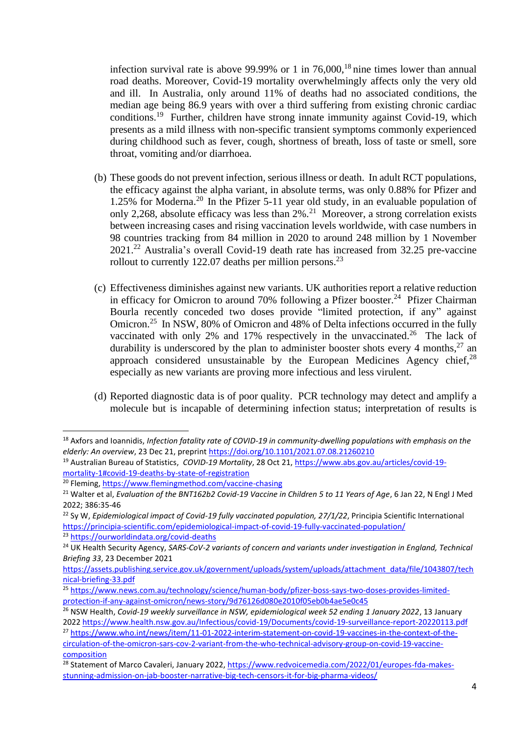infection survival rate is above 99.99% or 1 in 76,000,[18] nine times lower than annual road deaths. Moreover, Covid-19 mortality overwhelmingly affects only the very old and ill. In Australia, only around 11% of deaths had no associated conditions, the median age being 86.9 years with over a third suffering from existing chronic cardiac conditions.[19] Further, children have strong innate immunity against Covid-19, which presents as a mild illness with non-specific transient symptoms commonly experienced during childhood such as fever, cough, shortness of breath, loss of taste or smell, sore throat, vomiting and/or diarrhoea.

(b) These goods do not prevent infection, serious illness or death. In adult RCT populations, the efficacy against the alpha variant, in absolute terms, was only 0.88% for Pfizer and 1.25% for Moderna.[20] In the Pfizer 5-11 year old study, in an evaluable population of only 2,268, absolute efficacy was less than 2%.[21] Moreover, a strong correlation exists between increasing cases and rising vaccination levels worldwide, with case numbers in 98 countries tracking from 84 million in 2020 to around 248 million by 1 November 2021.[22] Australia's overall Covid-19 death rate has increased from 32.25 pre-vaccine rollout to currently 122.07 deaths per million persons.[23]

(c) Effectiveness diminishes against new variants. UK authorities report a relative reduction in efficacy for Omicron to around 70% following a Pfizer booster.[24] Pfizer Chairman Bourla recently conceded two doses provide "limited protection, if any" against Omicron.[25] In NSW, 80% of Omicron and 48% of Delta infections occurred in the fully vaccinated with only 2% and 17% respectively in the unvaccinated.[26] The lack of durability is underscored by the plan to administer booster shots every 4 months,[27] an approach considered unsustainable by the European Medicines Agency chief,[28] especially as new variants are proving more infectious and less virulent.

(d) Reported diagnostic data is of poor quality. PCR technology may detect and amplify a molecule but is incapable of determining infection status; interpretation of results is

---

[18] Axfors and Ioannidis, *Infection fatality rate of COVID-19 in community-dwelling populations with emphasis on the elderly: An overview*, 23 Dec 21, preprint https://doi.org/10.1101/2021.07.08.21260210

[19] Australian Bureau of Statistics, *COVID-19 Mortality*, 28 Oct 21, https://www.abs.gov.au/articles/covid-19-mortality-1#covid-19-deaths-by-state-of-registration

[20] Fleming, https://www.flemingmethod.com/vaccine-chasing

[21] Walter et al, *Evaluation of the BNT162b2 Covid-19 Vaccine in Children 5 to 11 Years of Age*, 6 Jan 22, N Engl J Med 2022; 386:35-46

[22] Sy W, *Epidemiological impact of Covid-19 fully vaccinated population, 27/1/22*, Principia Scientific International https://principia-scientific.com/epidemiological-impact-of-covid-19-fully-vaccinated-population/

[23] https://ourworldindata.org/covid-deaths

[24] UK Health Security Agency, *SARS-CoV-2 variants of concern and variants under investigation in England, Technical Briefing 33*, 23 December 2021 https://assets.publishing.service.gov.uk/government/uploads/system/uploads/attachment_data/file/1043807/technical-briefing-33.pdf

[25] https://www.news.com.au/technology/science/human-body/pfizer-boss-says-two-doses-provides-limited-protection-if-any-against-omicron/news-story/9d76126d080e2010f05eb0b4ae5e0c45

[26] NSW Health, *Covid-19 weekly surveillance in NSW, epidemiological week 52 ending 1 January 2022*, 13 January 2022 https://www.health.nsw.gov.au/Infectious/covid-19/Documents/covid-19-surveillance-report-20220113.pdf

[27] https://www.who.int/news/item/11-01-2022-interim-statement-on-covid-19-vaccines-in-the-context-of-the-circulation-of-the-omicron-sars-cov-2-variant-from-the-who-technical-advisory-group-on-covid-19-vaccine-composition

[28] Statement of Marco Cavaleri, January 2022, https://www.redvoicemedia.com/2022/01/europes-fda-makes-stunning-admission-on-jab-booster-narrative-big-tech-censors-it-for-big-pharma-videos/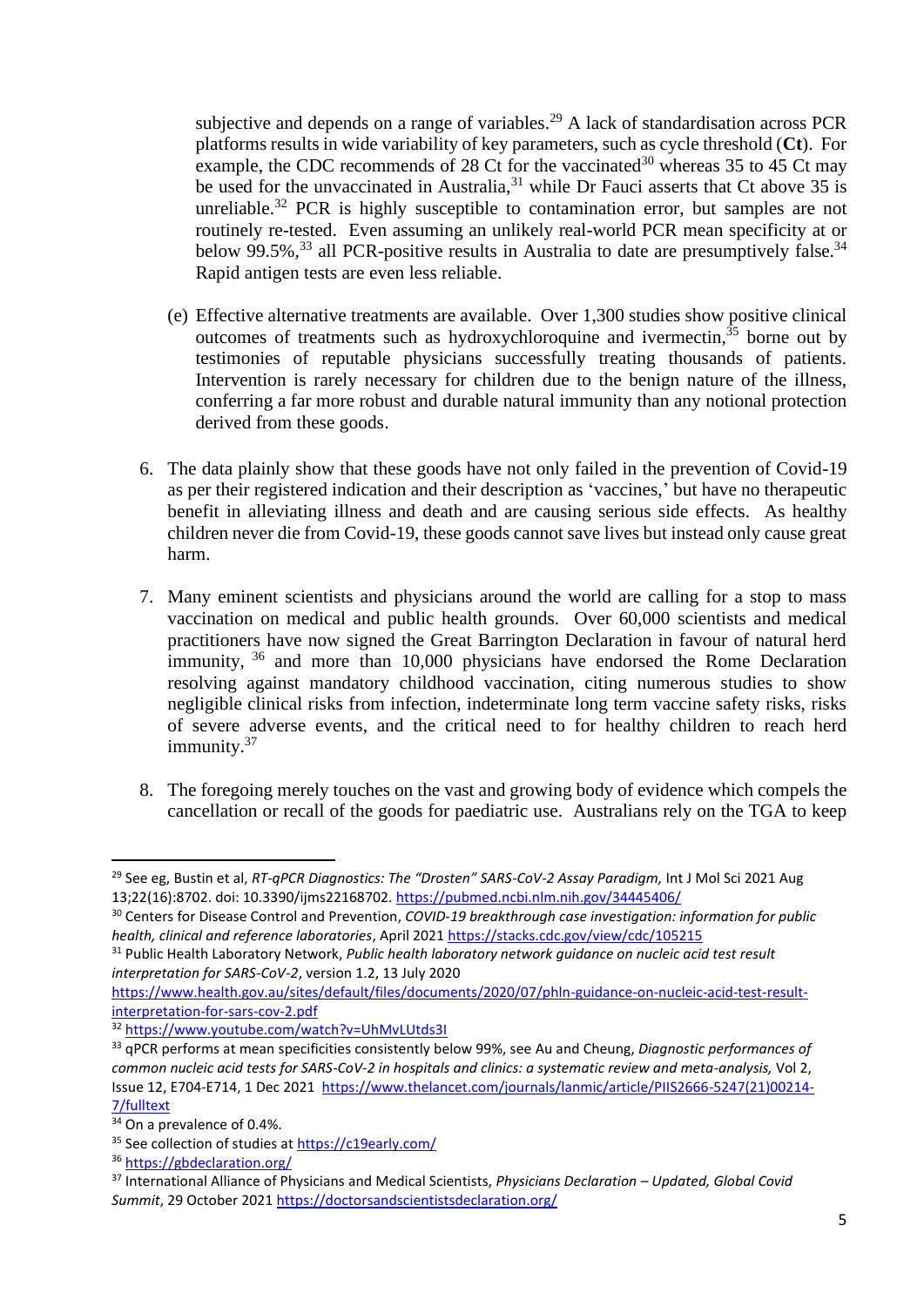subjective and depends on a range of variables.[29] A lack of standardisation across PCR platforms results in wide variability of key parameters, such as cycle threshold (**Ct**). For example, the CDC recommends of 28 Ct for the vaccinated[30] whereas 35 to 45 Ct may be used for the unvaccinated in Australia,[31] while Dr Fauci asserts that Ct above 35 is unreliable.[32] PCR is highly susceptible to contamination error, but samples are not routinely re-tested. Even assuming an unlikely real-world PCR mean specificity at or below 99.5%,[33] all PCR-positive results in Australia to date are presumptively false.[34] Rapid antigen tests are even less reliable.

(e) Effective alternative treatments are available. Over 1,300 studies show positive clinical outcomes of treatments such as hydroxychloroquine and ivermectin,[35] borne out by testimonies of reputable physicians successfully treating thousands of patients. Intervention is rarely necessary for children due to the benign nature of the illness, conferring a far more robust and durable natural immunity than any notional protection derived from these goods.

6. The data plainly show that these goods have not only failed in the prevention of Covid-19 as per their registered indication and their description as 'vaccines,' but have no therapeutic benefit in alleviating illness and death and are causing serious side effects. As healthy children never die from Covid-19, these goods cannot save lives but instead only cause great harm.

7. Many eminent scientists and physicians around the world are calling for a stop to mass vaccination on medical and public health grounds. Over 60,000 scientists and medical practitioners have now signed the Great Barrington Declaration in favour of natural herd immunity,[36] and more than 10,000 physicians have endorsed the Rome Declaration resolving against mandatory childhood vaccination, citing numerous studies to show negligible clinical risks from infection, indeterminate long term vaccine safety risks, risks of severe adverse events, and the critical need to for healthy children to reach herd immunity.[37]

8. The foregoing merely touches on the vast and growing body of evidence which compels the cancellation or recall of the goods for paediatric use. Australians rely on the TGA to keep

---

[29] See eg, Bustin et al, *RT-qPCR Diagnostics: The "Drosten" SARS-CoV-2 Assay Paradigm,* Int J Mol Sci 2021 Aug 13;22(16):8702. doi: 10.3390/ijms22168702. https://pubmed.ncbi.nlm.nih.gov/34445406/

[30] Centers for Disease Control and Prevention, *COVID-19 breakthrough case investigation: information for public health, clinical and reference laboratories*, April 2021 https://stacks.cdc.gov/view/cdc/105215

[31] Public Health Laboratory Network, *Public health laboratory network guidance on nucleic acid test result interpretation for SARS-CoV-2*, version 1.2, 13 July 2020 https://www.health.gov.au/sites/default/files/documents/2020/07/phln-guidance-on-nucleic-acid-test-result-interpretation-for-sars-cov-2.pdf

[32] https://www.youtube.com/watch?v=UhMvLUtds3I

[33] qPCR performs at mean specificities consistently below 99%, see Au and Cheung, *Diagnostic performances of common nucleic acid tests for SARS-CoV-2 in hospitals and clinics: a systematic review and meta-analysis,* Vol 2, Issue 12, E704-E714, 1 Dec 2021 https://www.thelancet.com/journals/lanmic/article/PIIS2666-5247(21)00214-7/fulltext

[34] On a prevalence of 0.4%.

[35] See collection of studies at https://c19early.com/

[36] https://gbdeclaration.org/

[37] International Alliance of Physicians and Medical Scientists, *Physicians Declaration – Updated, Global Covid Summit*, 29 October 2021 https://doctorsandscientistsdeclaration.org/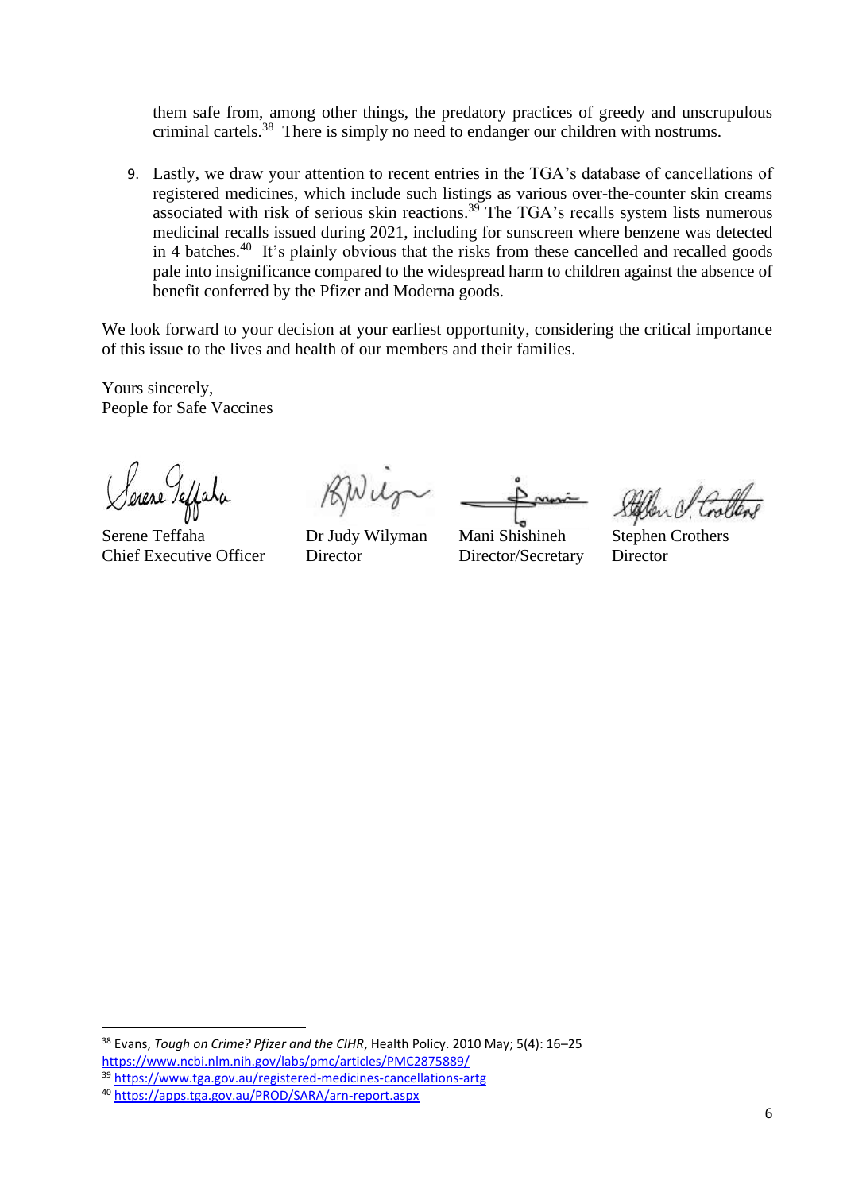them safe from, among other things, the predatory practices of greedy and unscrupulous criminal cartels.[38] There is simply no need to endanger our children with nostrums.

9. Lastly, we draw your attention to recent entries in the TGA's database of cancellations of registered medicines, which include such listings as various over-the-counter skin creams associated with risk of serious skin reactions.[39] The TGA's recalls system lists numerous medicinal recalls issued during 2021, including for sunscreen where benzene was detected in 4 batches.[40] It's plainly obvious that the risks from these cancelled and recalled goods pale into insignificance compared to the widespread harm to children against the absence of benefit conferred by the Pfizer and Moderna goods.

We look forward to your decision at your earliest opportunity, considering the critical importance of this issue to the lives and health of our members and their families.

Yours sincerely,
People for Safe Vaccines

| | | | |
|---|---|---|---|
| Serene Teffaha | Dr Judy Wilyman | Mani Shishineh | Stephen Crothers |
| Chief Executive Officer | Director | Director/Secretary | Director |

---

[38] Evans, *Tough on Crime? Pfizer and the CIHR*, Health Policy. 2010 May; 5(4): 16–25 https://www.ncbi.nlm.nih.gov/labs/pmc/articles/PMC2875889/

[39] https://www.tga.gov.au/registered-medicines-cancellations-artg

[40] https://apps.tga.gov.au/PROD/SARA/arn-report.aspx